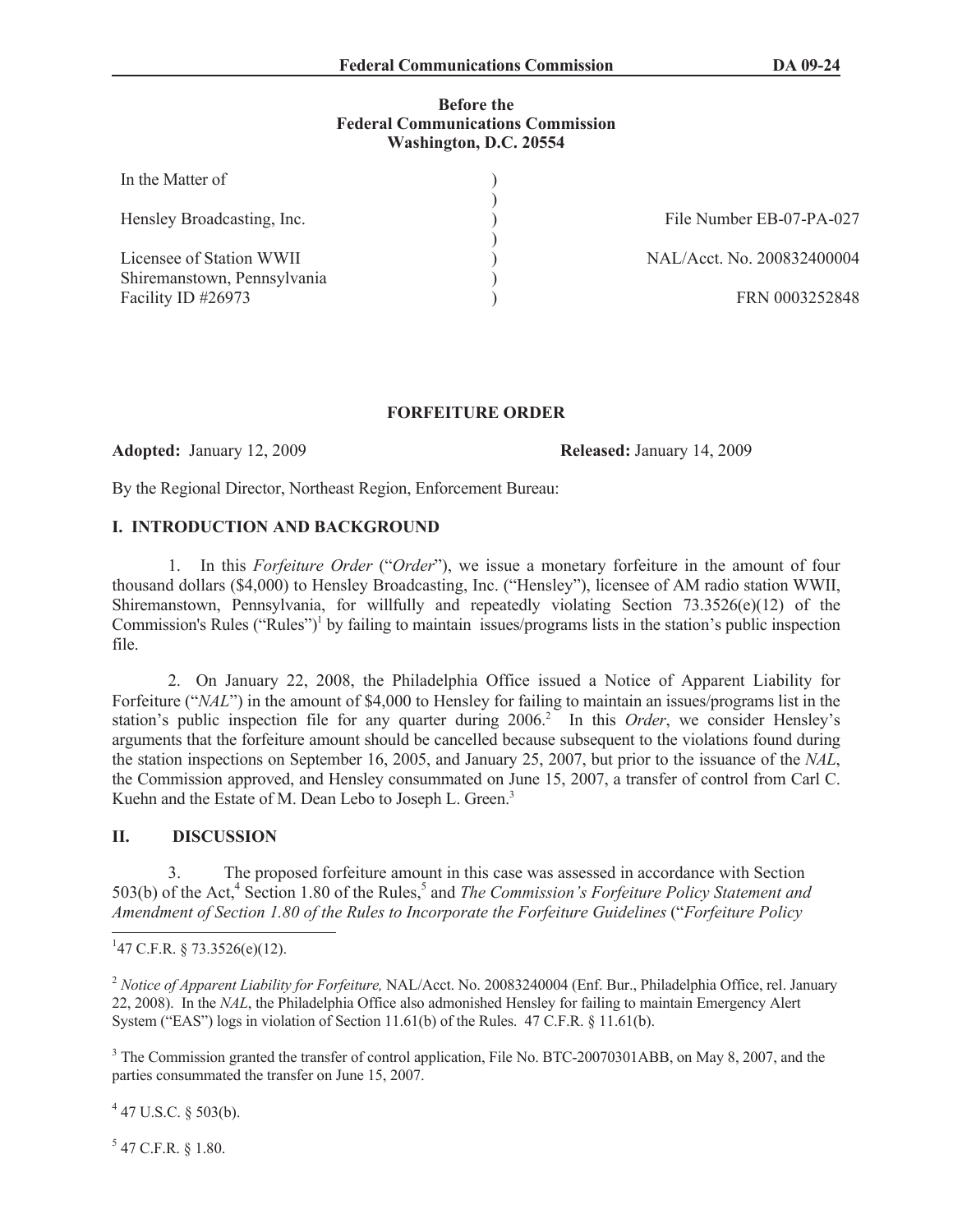**Before the**
**Federal Communications Commission**
**Washington, D.C. 20554**

| | | |
|---|---|---|
| In the Matter of | ) | |
| | ) | |
| Hensley Broadcasting, Inc. | ) | File Number EB-07-PA-027 |
| | ) | |
| Licensee of Station WWII | ) | NAL/Acct. No. 200832400004 |
| Shiremanstown, Pennsylvania | ) | |
| Facility ID #26973 | ) | FRN 0003252848 |

## FORFEITURE ORDER

**Adopted:** January 12, 2009 **Released:** January 14, 2009

By the Regional Director, Northeast Region, Enforcement Bureau:

### I. INTRODUCTION AND BACKGROUND

1. In this *Forfeiture Order* ("*Order*"), we issue a monetary forfeiture in the amount of four thousand dollars ($4,000) to Hensley Broadcasting, Inc. ("Hensley"), licensee of AM radio station WWII, Shiremanstown, Pennsylvania, for willfully and repeatedly violating Section 73.3526(e)(12) of the Commission's Rules ("Rules")[1] by failing to maintain issues/programs lists in the station's public inspection file.

2. On January 22, 2008, the Philadelphia Office issued a Notice of Apparent Liability for Forfeiture ("*NAL*") in the amount of $4,000 to Hensley for failing to maintain an issues/programs list in the station's public inspection file for any quarter during 2006.[2] In this *Order*, we consider Hensley's arguments that the forfeiture amount should be cancelled because subsequent to the violations found during the station inspections on September 16, 2005, and January 25, 2007, but prior to the issuance of the *NAL*, the Commission approved, and Hensley consummated on June 15, 2007, a transfer of control from Carl C. Kuehn and the Estate of M. Dean Lebo to Joseph L. Green.[3]

### II. DISCUSSION

3. The proposed forfeiture amount in this case was assessed in accordance with Section 503(b) of the Act,[4] Section 1.80 of the Rules,[5] and *The Commission's Forfeiture Policy Statement and Amendment of Section 1.80 of the Rules to Incorporate the Forfeiture Guidelines* ("*Forfeiture Policy*

---

[1] 47 C.F.R. § 73.3526(e)(12).

[2] *Notice of Apparent Liability for Forfeiture,* NAL/Acct. No. 20083240004 (Enf. Bur., Philadelphia Office, rel. January 22, 2008). In the *NAL*, the Philadelphia Office also admonished Hensley for failing to maintain Emergency Alert System ("EAS") logs in violation of Section 11.61(b) of the Rules. 47 C.F.R. § 11.61(b).

[3] The Commission granted the transfer of control application, File No. BTC-20070301ABB, on May 8, 2007, and the parties consummated the transfer on June 15, 2007.

[4] 47 U.S.C. § 503(b).

[5] 47 C.F.R. § 1.80.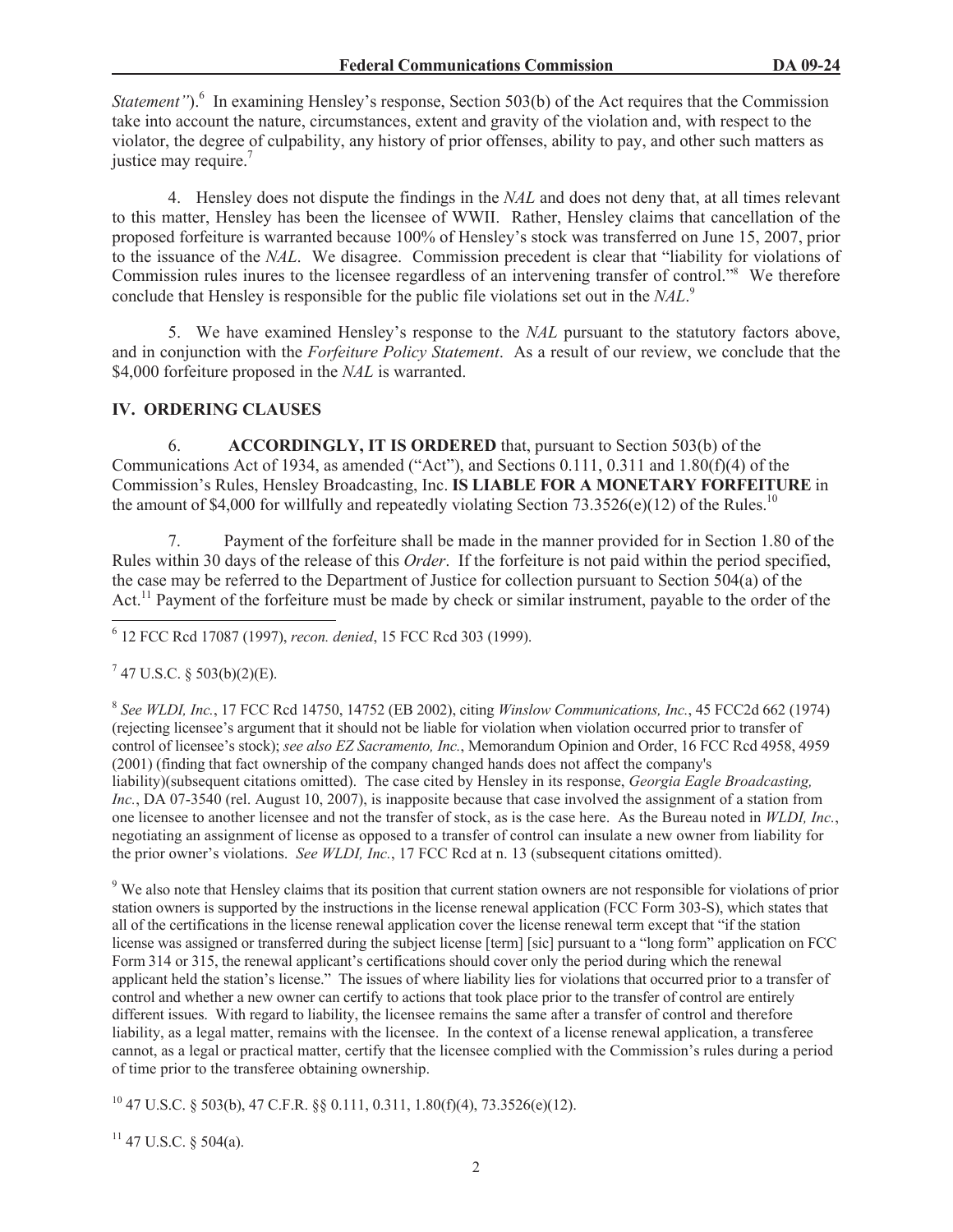*Statement"*).[6] In examining Hensley's response, Section 503(b) of the Act requires that the Commission take into account the nature, circumstances, extent and gravity of the violation and, with respect to the violator, the degree of culpability, any history of prior offenses, ability to pay, and other such matters as justice may require.[7]

4. Hensley does not dispute the findings in the *NAL* and does not deny that, at all times relevant to this matter, Hensley has been the licensee of WWII. Rather, Hensley claims that cancellation of the proposed forfeiture is warranted because 100% of Hensley's stock was transferred on June 15, 2007, prior to the issuance of the *NAL*. We disagree. Commission precedent is clear that "liability for violations of Commission rules inures to the licensee regardless of an intervening transfer of control."[8] We therefore conclude that Hensley is responsible for the public file violations set out in the *NAL*.[9]

5. We have examined Hensley's response to the *NAL* pursuant to the statutory factors above, and in conjunction with the *Forfeiture Policy Statement*. As a result of our review, we conclude that the $4,000 forfeiture proposed in the *NAL* is warranted.

## IV. ORDERING CLAUSES

6. **ACCORDINGLY, IT IS ORDERED** that, pursuant to Section 503(b) of the Communications Act of 1934, as amended ("Act"), and Sections 0.111, 0.311 and 1.80(f)(4) of the Commission's Rules, Hensley Broadcasting, Inc. **IS LIABLE FOR A MONETARY FORFEITURE** in the amount of $4,000 for willfully and repeatedly violating Section 73.3526(e)(12) of the Rules.[10]

7. Payment of the forfeiture shall be made in the manner provided for in Section 1.80 of the Rules within 30 days of the release of this *Order*. If the forfeiture is not paid within the period specified, the case may be referred to the Department of Justice for collection pursuant to Section 504(a) of the Act.[11] Payment of the forfeiture must be made by check or similar instrument, payable to the order of the

---

[6] 12 FCC Rcd 17087 (1997), *recon. denied*, 15 FCC Rcd 303 (1999).

[7] 47 U.S.C. § 503(b)(2)(E).

[8] *See WLDI, Inc.*, 17 FCC Rcd 14750, 14752 (EB 2002), citing *Winslow Communications, Inc.*, 45 FCC2d 662 (1974) (rejecting licensee's argument that it should not be liable for violation when violation occurred prior to transfer of control of licensee's stock); *see also EZ Sacramento, Inc.*, Memorandum Opinion and Order, 16 FCC Rcd 4958, 4959 (2001) (finding that fact ownership of the company changed hands does not affect the company's liability)(subsequent citations omitted). The case cited by Hensley in its response, *Georgia Eagle Broadcasting, Inc.*, DA 07-3540 (rel. August 10, 2007), is inapposite because that case involved the assignment of a station from one licensee to another licensee and not the transfer of stock, as is the case here. As the Bureau noted in *WLDI, Inc.*, negotiating an assignment of license as opposed to a transfer of control can insulate a new owner from liability for the prior owner's violations. *See WLDI, Inc.*, 17 FCC Rcd at n. 13 (subsequent citations omitted).

[9] We also note that Hensley claims that its position that current station owners are not responsible for violations of prior station owners is supported by the instructions in the license renewal application (FCC Form 303-S), which states that all of the certifications in the license renewal application cover the license renewal term except that "if the station license was assigned or transferred during the subject license [term] [sic] pursuant to a "long form" application on FCC Form 314 or 315, the renewal applicant's certifications should cover only the period during which the renewal applicant held the station's license." The issues of where liability lies for violations that occurred prior to a transfer of control and whether a new owner can certify to actions that took place prior to the transfer of control are entirely different issues. With regard to liability, the licensee remains the same after a transfer of control and therefore liability, as a legal matter, remains with the licensee. In the context of a license renewal application, a transferee cannot, as a legal or practical matter, certify that the licensee complied with the Commission's rules during a period of time prior to the transferee obtaining ownership.

[10] 47 U.S.C. § 503(b), 47 C.F.R. §§ 0.111, 0.311, 1.80(f)(4), 73.3526(e)(12).

[11] 47 U.S.C. § 504(a).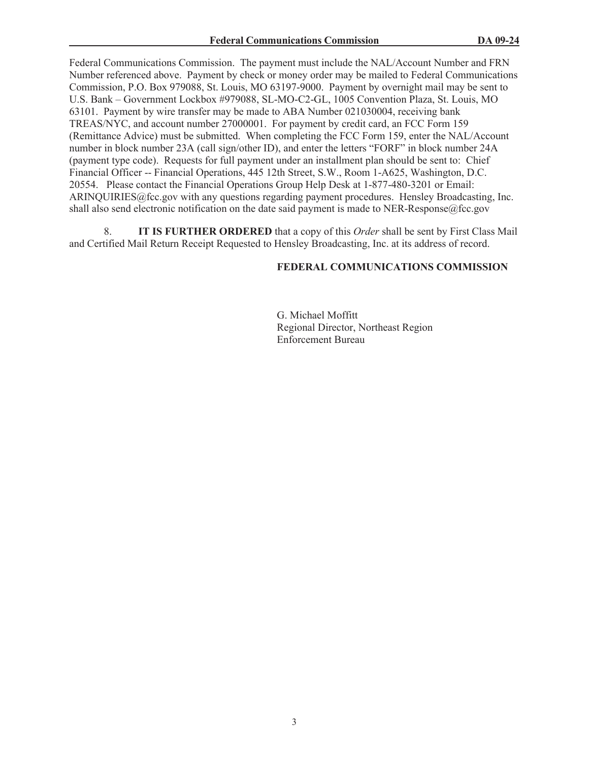Federal Communications Commission. The payment must include the NAL/Account Number and FRN Number referenced above. Payment by check or money order may be mailed to Federal Communications Commission, P.O. Box 979088, St. Louis, MO 63197-9000. Payment by overnight mail may be sent to U.S. Bank – Government Lockbox #979088, SL-MO-C2-GL, 1005 Convention Plaza, St. Louis, MO 63101. Payment by wire transfer may be made to ABA Number 021030004, receiving bank TREAS/NYC, and account number 27000001. For payment by credit card, an FCC Form 159 (Remittance Advice) must be submitted. When completing the FCC Form 159, enter the NAL/Account number in block number 23A (call sign/other ID), and enter the letters "FORF" in block number 24A (payment type code). Requests for full payment under an installment plan should be sent to: Chief Financial Officer -- Financial Operations, 445 12th Street, S.W., Room 1-A625, Washington, D.C. 20554. Please contact the Financial Operations Group Help Desk at 1-877-480-3201 or Email: ARINQUIRIES@fcc.gov with any questions regarding payment procedures. Hensley Broadcasting, Inc. shall also send electronic notification on the date said payment is made to NER-Response@fcc.gov

8. **IT IS FURTHER ORDERED** that a copy of this *Order* shall be sent by First Class Mail and Certified Mail Return Receipt Requested to Hensley Broadcasting, Inc. at its address of record.

**FEDERAL COMMUNICATIONS COMMISSION**

G. Michael Moffitt
Regional Director, Northeast Region
Enforcement Bureau